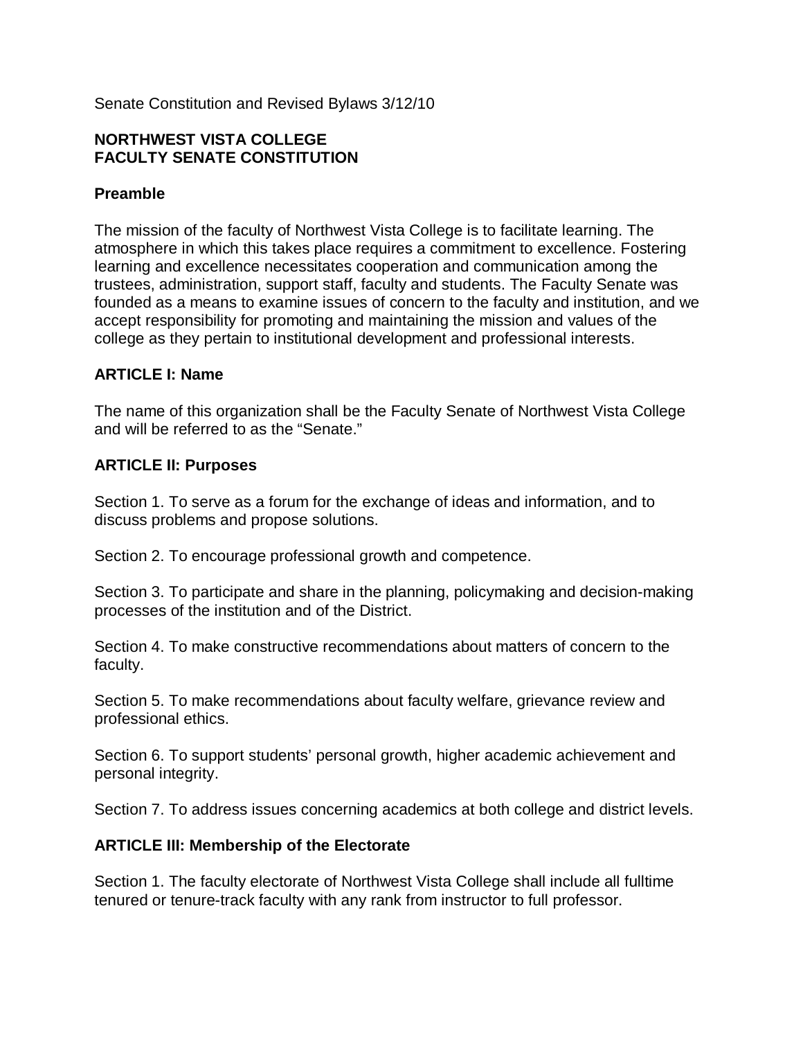Senate Constitution and Revised Bylaws 3/12/10

# NORTHWEST VISTA COLLEGE FACULTY SENATE CONSTITUTION

## Preamble

The mission of the faculty of Northwest Vista College is to facilitate learning. The atmosphere in which this takes place requires a commitment to excellence. Fostering learning and excellence necessitates cooperation and communication among the trustees, administration, support staff, faculty and students. The Faculty Senate was founded as a means to examine issues of concern to the faculty and institution, and we accept responsibility for promoting and maintaining the mission and values of the college as they pertain to institutional development and professional interests.

## ARTICLE I: Name

The name of this organization shall be the Faculty Senate of Northwest Vista College and will be referred to as the "Senate."

## ARTICLE II: Purposes

Section 1. To serve as a forum for the exchange of ideas and information, and to discuss problems and propose solutions.

Section 2. To encourage professional growth and competence.

Section 3. To participate and share in the planning, policymaking and decision-making processes of the institution and of the District.

Section 4. To make constructive recommendations about matters of concern to the faculty.

Section 5. To make recommendations about faculty welfare, grievance review and professional ethics.

Section 6. To support students' personal growth, higher academic achievement and personal integrity.

Section 7. To address issues concerning academics at both college and district levels.

## ARTICLE III: Membership of the Electorate

Section 1. The faculty electorate of Northwest Vista College shall include all fulltime tenured or tenure-track faculty with any rank from instructor to full professor.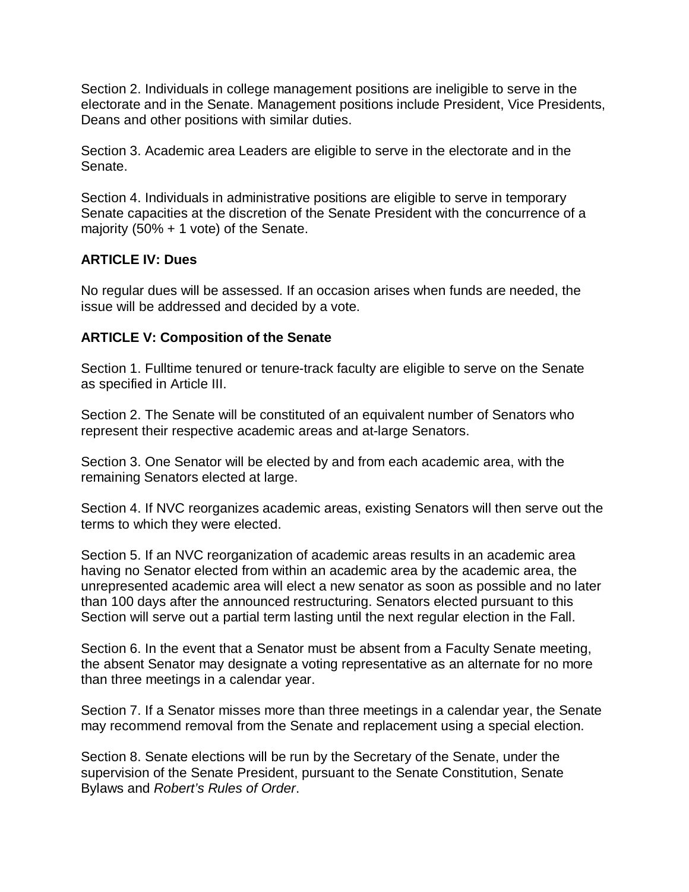Section 2. Individuals in college management positions are ineligible to serve in the electorate and in the Senate. Management positions include President, Vice Presidents, Deans and other positions with similar duties.

Section 3. Academic area Leaders are eligible to serve in the electorate and in the Senate.

Section 4. Individuals in administrative positions are eligible to serve in temporary Senate capacities at the discretion of the Senate President with the concurrence of a majority (50% + 1 vote) of the Senate.

**ARTICLE IV: Dues**

No regular dues will be assessed. If an occasion arises when funds are needed, the issue will be addressed and decided by a vote.

**ARTICLE V: Composition of the Senate**

Section 1. Fulltime tenured or tenure-track faculty are eligible to serve on the Senate as specified in Article III.

Section 2. The Senate will be constituted of an equivalent number of Senators who represent their respective academic areas and at-large Senators.

Section 3. One Senator will be elected by and from each academic area, with the remaining Senators elected at large.

Section 4. If NVC reorganizes academic areas, existing Senators will then serve out the terms to which they were elected.

Section 5. If an NVC reorganization of academic areas results in an academic area having no Senator elected from within an academic area by the academic area, the unrepresented academic area will elect a new senator as soon as possible and no later than 100 days after the announced restructuring. Senators elected pursuant to this Section will serve out a partial term lasting until the next regular election in the Fall.

Section 6. In the event that a Senator must be absent from a Faculty Senate meeting, the absent Senator may designate a voting representative as an alternate for no more than three meetings in a calendar year.

Section 7. If a Senator misses more than three meetings in a calendar year, the Senate may recommend removal from the Senate and replacement using a special election.

Section 8. Senate elections will be run by the Secretary of the Senate, under the supervision of the Senate President, pursuant to the Senate Constitution, Senate Bylaws and *Robert's Rules of Order*.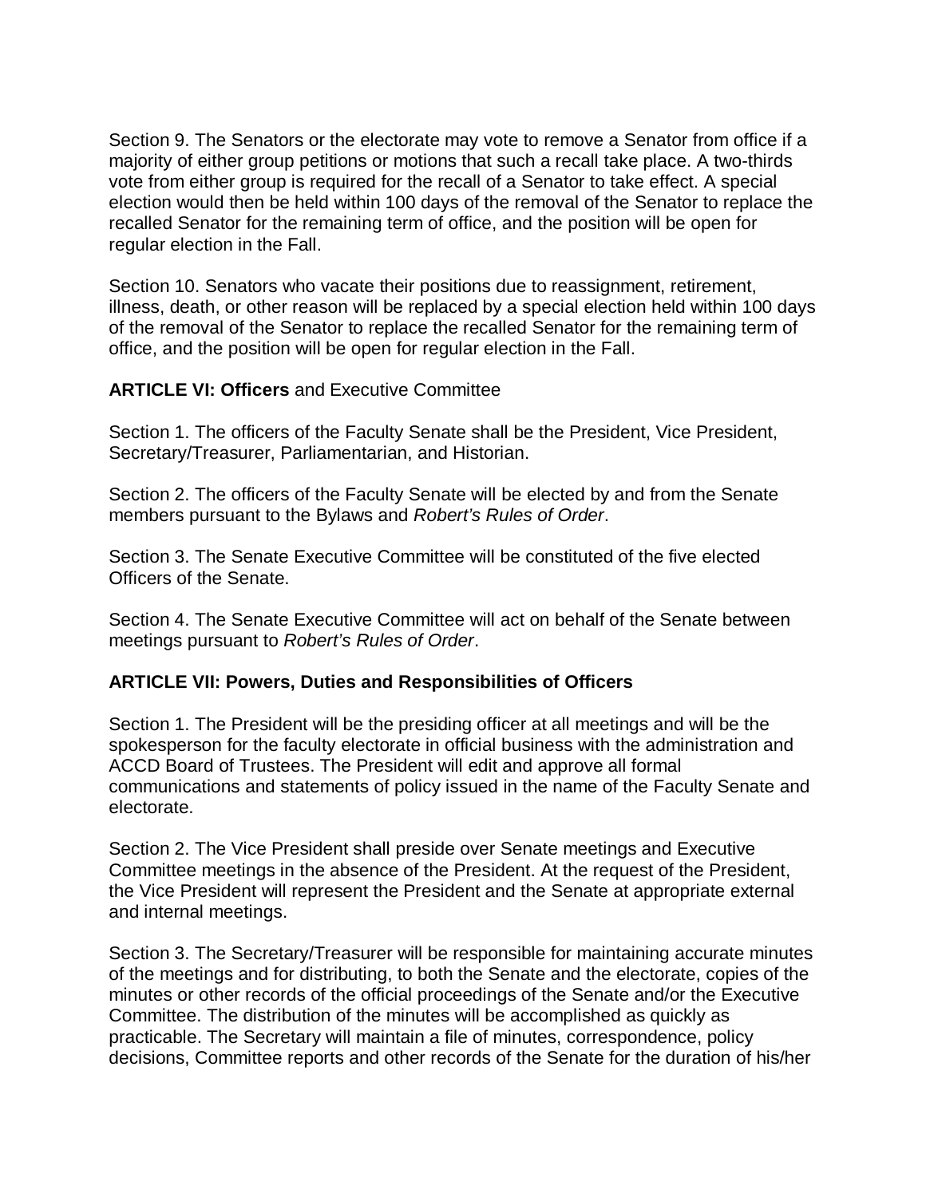Section 9. The Senators or the electorate may vote to remove a Senator from office if a majority of either group petitions or motions that such a recall take place. A two-thirds vote from either group is required for the recall of a Senator to take effect. A special election would then be held within 100 days of the removal of the Senator to replace the recalled Senator for the remaining term of office, and the position will be open for regular election in the Fall.

Section 10. Senators who vacate their positions due to reassignment, retirement, illness, death, or other reason will be replaced by a special election held within 100 days of the removal of the Senator to replace the recalled Senator for the remaining term of office, and the position will be open for regular election in the Fall.

## **ARTICLE VI: Officers** and Executive Committee

Section 1. The officers of the Faculty Senate shall be the President, Vice President, Secretary/Treasurer, Parliamentarian, and Historian.

Section 2. The officers of the Faculty Senate will be elected by and from the Senate members pursuant to the Bylaws and *Robert's Rules of Order*.

Section 3. The Senate Executive Committee will be constituted of the five elected Officers of the Senate.

Section 4. The Senate Executive Committee will act on behalf of the Senate between meetings pursuant to *Robert's Rules of Order*.

## **ARTICLE VII: Powers, Duties and Responsibilities of Officers**

Section 1. The President will be the presiding officer at all meetings and will be the spokesperson for the faculty electorate in official business with the administration and ACCD Board of Trustees. The President will edit and approve all formal communications and statements of policy issued in the name of the Faculty Senate and electorate.

Section 2. The Vice President shall preside over Senate meetings and Executive Committee meetings in the absence of the President. At the request of the President, the Vice President will represent the President and the Senate at appropriate external and internal meetings.

Section 3. The Secretary/Treasurer will be responsible for maintaining accurate minutes of the meetings and for distributing, to both the Senate and the electorate, copies of the minutes or other records of the official proceedings of the Senate and/or the Executive Committee. The distribution of the minutes will be accomplished as quickly as practicable. The Secretary will maintain a file of minutes, correspondence, policy decisions, Committee reports and other records of the Senate for the duration of his/her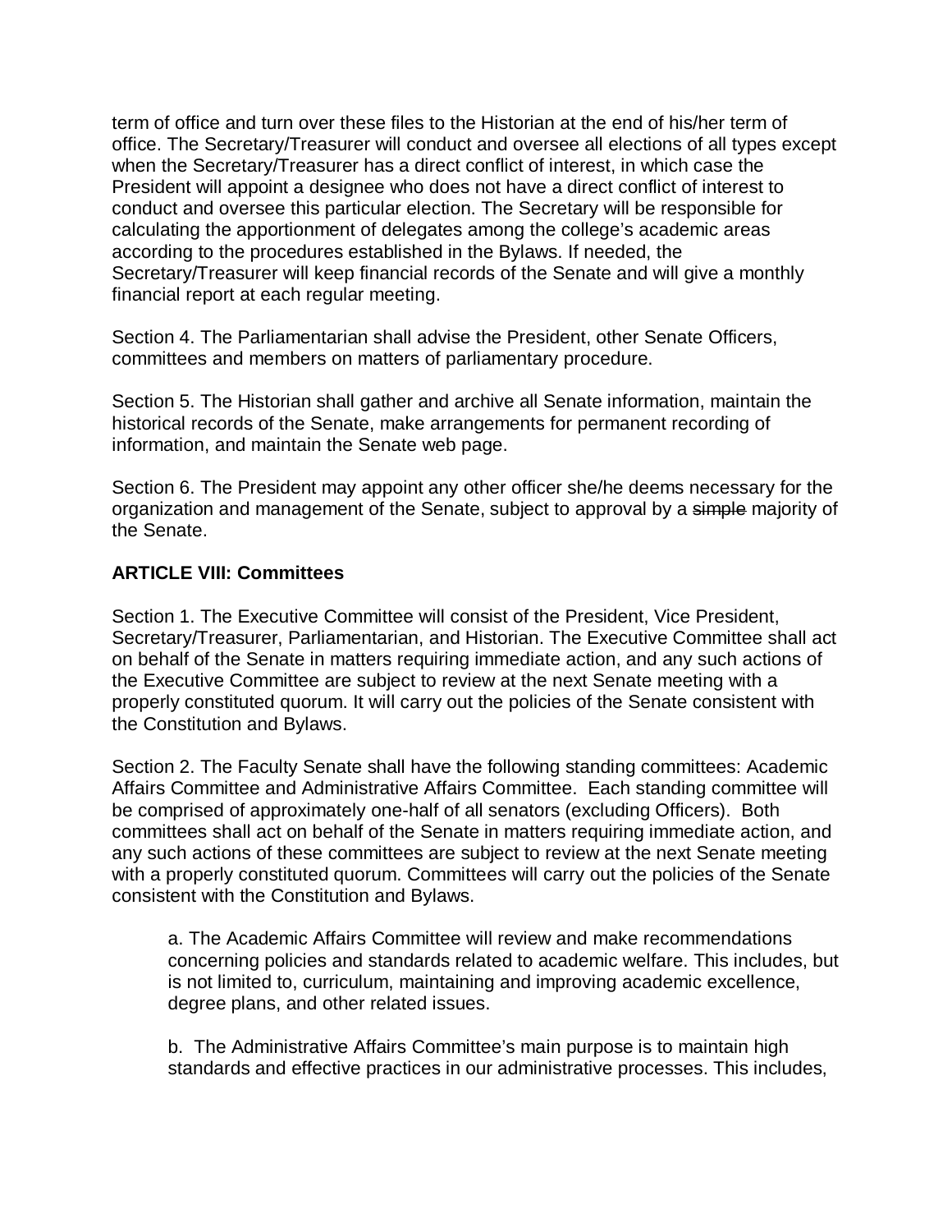term of office and turn over these files to the Historian at the end of his/her term of office. The Secretary/Treasurer will conduct and oversee all elections of all types except when the Secretary/Treasurer has a direct conflict of interest, in which case the President will appoint a designee who does not have a direct conflict of interest to conduct and oversee this particular election. The Secretary will be responsible for calculating the apportionment of delegates among the college's academic areas according to the procedures established in the Bylaws. If needed, the Secretary/Treasurer will keep financial records of the Senate and will give a monthly financial report at each regular meeting.

Section 4. The Parliamentarian shall advise the President, other Senate Officers, committees and members on matters of parliamentary procedure.

Section 5. The Historian shall gather and archive all Senate information, maintain the historical records of the Senate, make arrangements for permanent recording of information, and maintain the Senate web page.

Section 6. The President may appoint any other officer she/he deems necessary for the organization and management of the Senate, subject to approval by a ~~simple~~ majority of the Senate.

**ARTICLE VIII: Committees**

Section 1. The Executive Committee will consist of the President, Vice President, Secretary/Treasurer, Parliamentarian, and Historian. The Executive Committee shall act on behalf of the Senate in matters requiring immediate action, and any such actions of the Executive Committee are subject to review at the next Senate meeting with a properly constituted quorum. It will carry out the policies of the Senate consistent with the Constitution and Bylaws.

Section 2. The Faculty Senate shall have the following standing committees: Academic Affairs Committee and Administrative Affairs Committee. Each standing committee will be comprised of approximately one-half of all senators (excluding Officers). Both committees shall act on behalf of the Senate in matters requiring immediate action, and any such actions of these committees are subject to review at the next Senate meeting with a properly constituted quorum. Committees will carry out the policies of the Senate consistent with the Constitution and Bylaws.

a. The Academic Affairs Committee will review and make recommendations concerning policies and standards related to academic welfare. This includes, but is not limited to, curriculum, maintaining and improving academic excellence, degree plans, and other related issues.

b. The Administrative Affairs Committee's main purpose is to maintain high standards and effective practices in our administrative processes. This includes,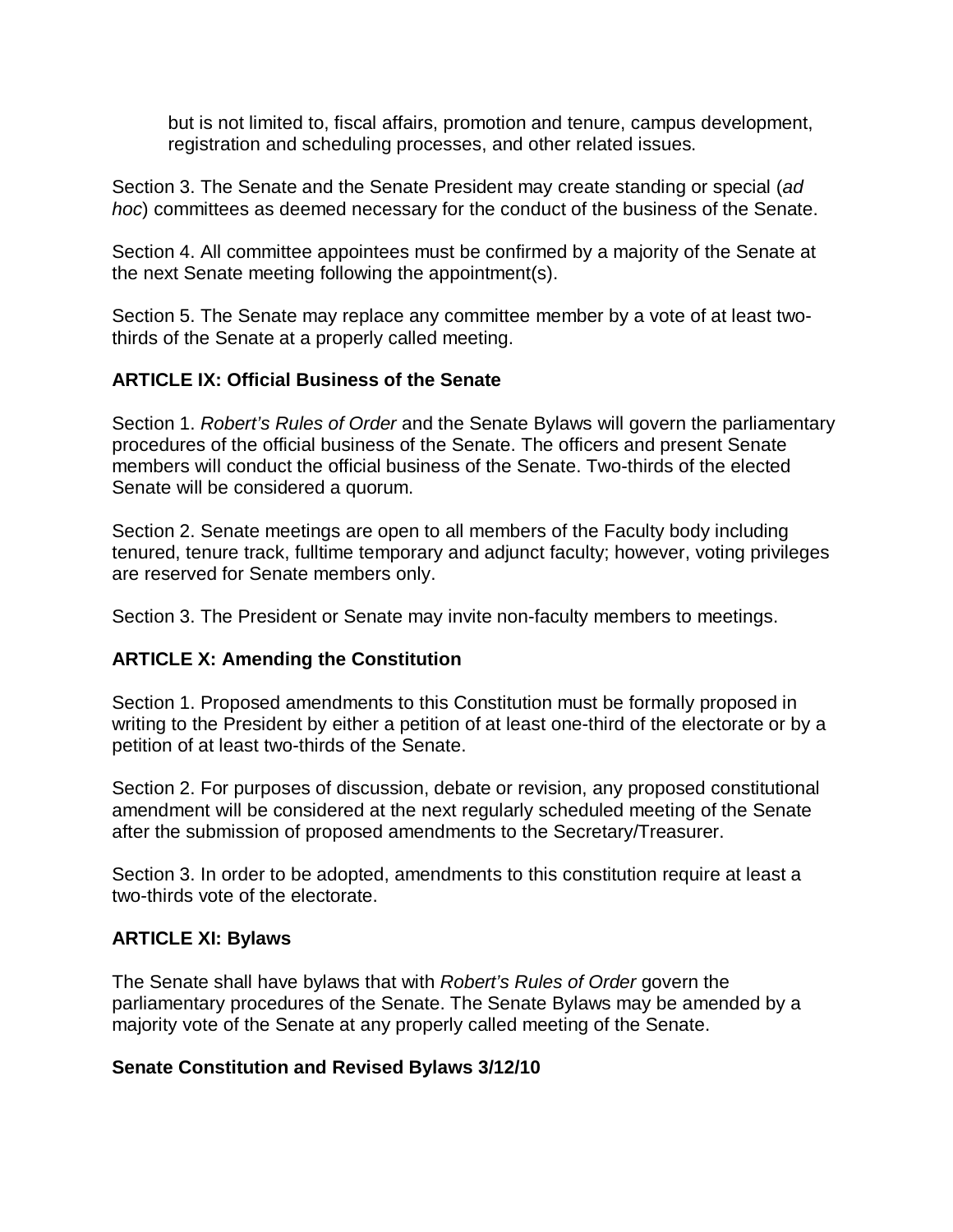but is not limited to, fiscal affairs, promotion and tenure, campus development, registration and scheduling processes, and other related issues.

Section 3. The Senate and the Senate President may create standing or special (*ad hoc*) committees as deemed necessary for the conduct of the business of the Senate.

Section 4. All committee appointees must be confirmed by a majority of the Senate at the next Senate meeting following the appointment(s).

Section 5. The Senate may replace any committee member by a vote of at least two-thirds of the Senate at a properly called meeting.

## ARTICLE IX: Official Business of the Senate

Section 1. *Robert's Rules of Order* and the Senate Bylaws will govern the parliamentary procedures of the official business of the Senate. The officers and present Senate members will conduct the official business of the Senate. Two-thirds of the elected Senate will be considered a quorum.

Section 2. Senate meetings are open to all members of the Faculty body including tenured, tenure track, fulltime temporary and adjunct faculty; however, voting privileges are reserved for Senate members only.

Section 3. The President or Senate may invite non-faculty members to meetings.

## ARTICLE X: Amending the Constitution

Section 1. Proposed amendments to this Constitution must be formally proposed in writing to the President by either a petition of at least one-third of the electorate or by a petition of at least two-thirds of the Senate.

Section 2. For purposes of discussion, debate or revision, any proposed constitutional amendment will be considered at the next regularly scheduled meeting of the Senate after the submission of proposed amendments to the Secretary/Treasurer.

Section 3. In order to be adopted, amendments to this constitution require at least a two-thirds vote of the electorate.

## ARTICLE XI: Bylaws

The Senate shall have bylaws that with *Robert's Rules of Order* govern the parliamentary procedures of the Senate. The Senate Bylaws may be amended by a majority vote of the Senate at any properly called meeting of the Senate.

**Senate Constitution and Revised Bylaws 3/12/10**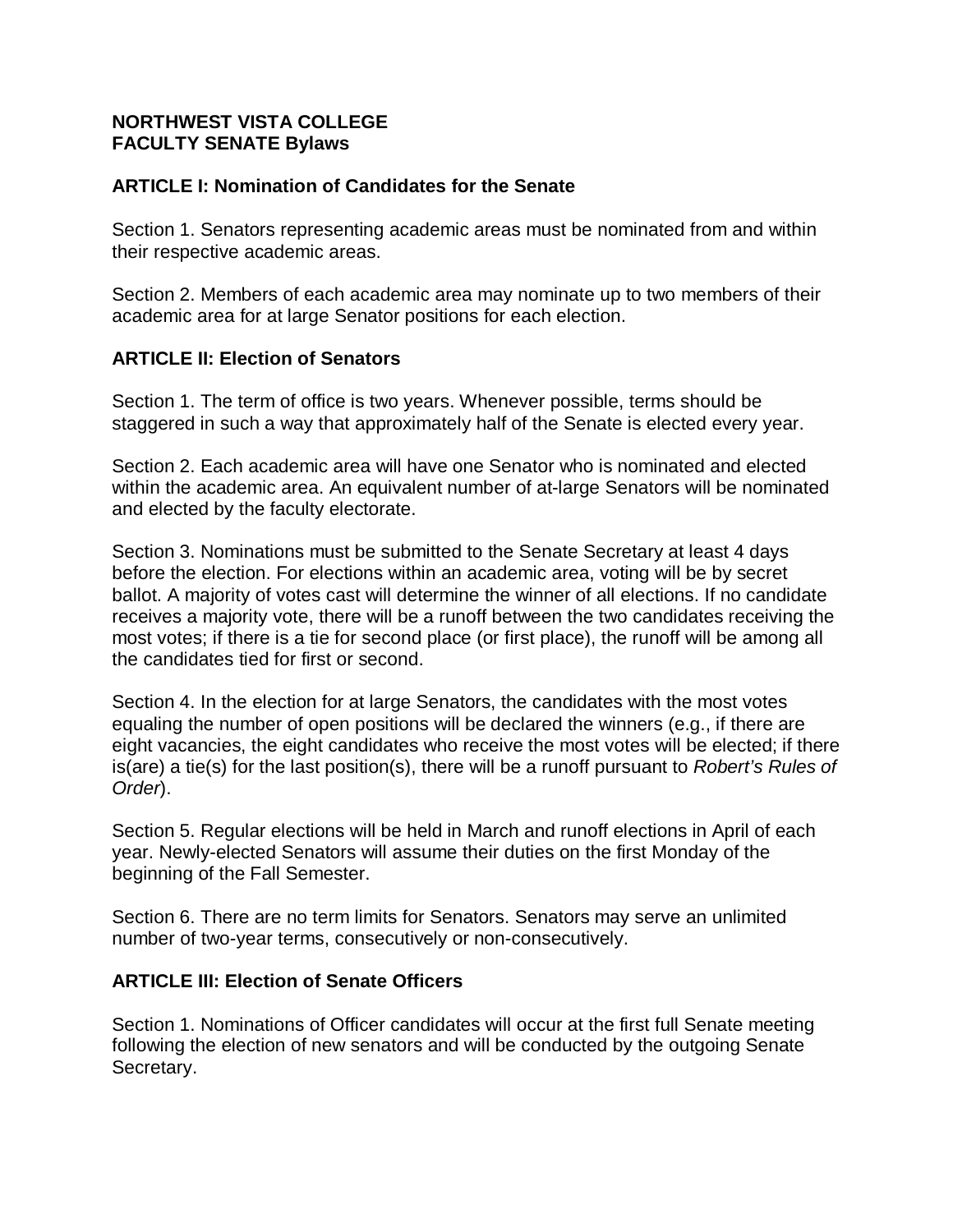**NORTHWEST VISTA COLLEGE**
**FACULTY SENATE Bylaws**

## ARTICLE I: Nomination of Candidates for the Senate

Section 1. Senators representing academic areas must be nominated from and within their respective academic areas.

Section 2. Members of each academic area may nominate up to two members of their academic area for at large Senator positions for each election.

## ARTICLE II: Election of Senators

Section 1. The term of office is two years. Whenever possible, terms should be staggered in such a way that approximately half of the Senate is elected every year.

Section 2. Each academic area will have one Senator who is nominated and elected within the academic area. An equivalent number of at-large Senators will be nominated and elected by the faculty electorate.

Section 3. Nominations must be submitted to the Senate Secretary at least 4 days before the election. For elections within an academic area, voting will be by secret ballot. A majority of votes cast will determine the winner of all elections. If no candidate receives a majority vote, there will be a runoff between the two candidates receiving the most votes; if there is a tie for second place (or first place), the runoff will be among all the candidates tied for first or second.

Section 4. In the election for at large Senators, the candidates with the most votes equaling the number of open positions will be declared the winners (e.g., if there are eight vacancies, the eight candidates who receive the most votes will be elected; if there is(are) a tie(s) for the last position(s), there will be a runoff pursuant to *Robert's Rules of Order*).

Section 5. Regular elections will be held in March and runoff elections in April of each year. Newly-elected Senators will assume their duties on the first Monday of the beginning of the Fall Semester.

Section 6. There are no term limits for Senators. Senators may serve an unlimited number of two-year terms, consecutively or non-consecutively.

## ARTICLE III: Election of Senate Officers

Section 1. Nominations of Officer candidates will occur at the first full Senate meeting following the election of new senators and will be conducted by the outgoing Senate Secretary.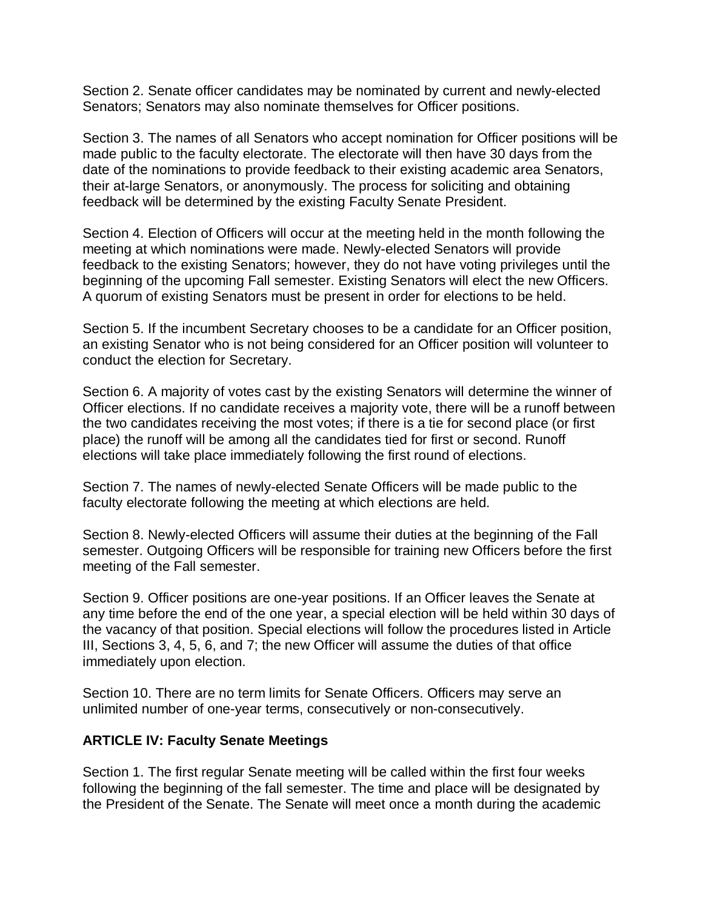Section 2. Senate officer candidates may be nominated by current and newly-elected Senators; Senators may also nominate themselves for Officer positions.

Section 3. The names of all Senators who accept nomination for Officer positions will be made public to the faculty electorate. The electorate will then have 30 days from the date of the nominations to provide feedback to their existing academic area Senators, their at-large Senators, or anonymously. The process for soliciting and obtaining feedback will be determined by the existing Faculty Senate President.

Section 4. Election of Officers will occur at the meeting held in the month following the meeting at which nominations were made. Newly-elected Senators will provide feedback to the existing Senators; however, they do not have voting privileges until the beginning of the upcoming Fall semester. Existing Senators will elect the new Officers. A quorum of existing Senators must be present in order for elections to be held.

Section 5. If the incumbent Secretary chooses to be a candidate for an Officer position, an existing Senator who is not being considered for an Officer position will volunteer to conduct the election for Secretary.

Section 6. A majority of votes cast by the existing Senators will determine the winner of Officer elections. If no candidate receives a majority vote, there will be a runoff between the two candidates receiving the most votes; if there is a tie for second place (or first place) the runoff will be among all the candidates tied for first or second. Runoff elections will take place immediately following the first round of elections.

Section 7. The names of newly-elected Senate Officers will be made public to the faculty electorate following the meeting at which elections are held.

Section 8. Newly-elected Officers will assume their duties at the beginning of the Fall semester. Outgoing Officers will be responsible for training new Officers before the first meeting of the Fall semester.

Section 9. Officer positions are one-year positions. If an Officer leaves the Senate at any time before the end of the one year, a special election will be held within 30 days of the vacancy of that position. Special elections will follow the procedures listed in Article III, Sections 3, 4, 5, 6, and 7; the new Officer will assume the duties of that office immediately upon election.

Section 10. There are no term limits for Senate Officers. Officers may serve an unlimited number of one-year terms, consecutively or non-consecutively.

**ARTICLE IV: Faculty Senate Meetings**

Section 1. The first regular Senate meeting will be called within the first four weeks following the beginning of the fall semester. The time and place will be designated by the President of the Senate. The Senate will meet once a month during the academic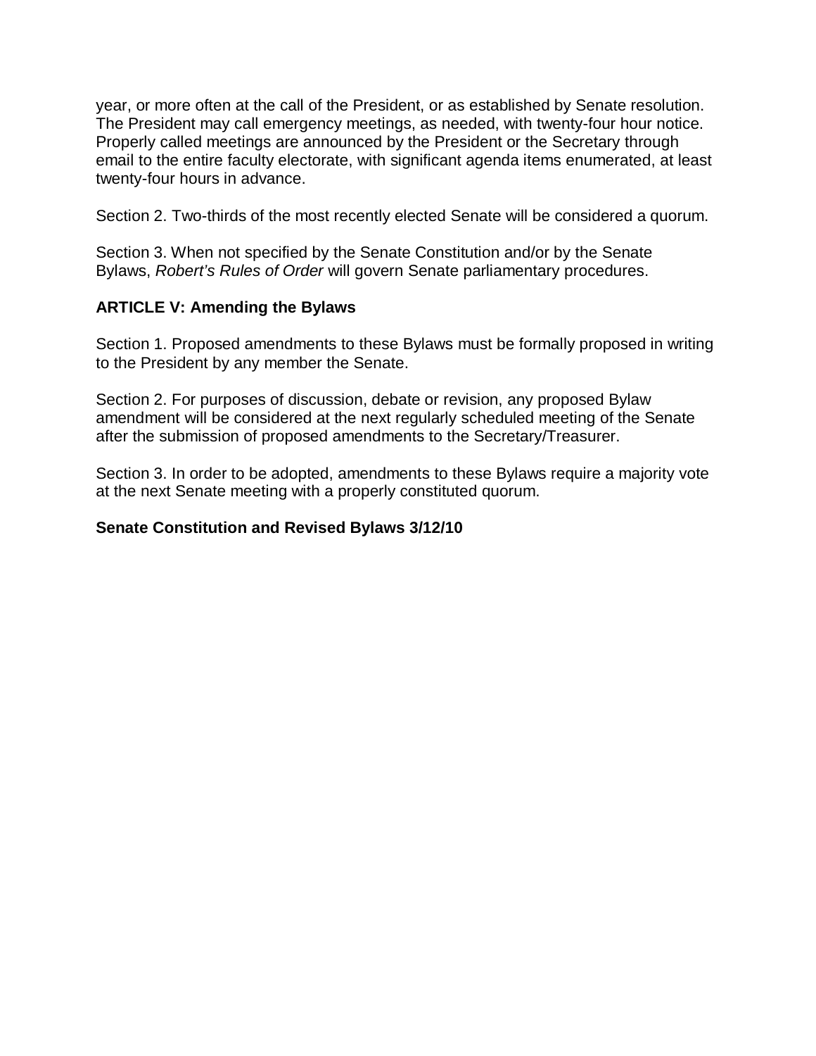year, or more often at the call of the President, or as established by Senate resolution. The President may call emergency meetings, as needed, with twenty-four hour notice. Properly called meetings are announced by the President or the Secretary through email to the entire faculty electorate, with significant agenda items enumerated, at least twenty-four hours in advance.

Section 2. Two-thirds of the most recently elected Senate will be considered a quorum.

Section 3. When not specified by the Senate Constitution and/or by the Senate Bylaws, *Robert's Rules of Order* will govern Senate parliamentary procedures.

**ARTICLE V: Amending the Bylaws**

Section 1. Proposed amendments to these Bylaws must be formally proposed in writing to the President by any member the Senate.

Section 2. For purposes of discussion, debate or revision, any proposed Bylaw amendment will be considered at the next regularly scheduled meeting of the Senate after the submission of proposed amendments to the Secretary/Treasurer.

Section 3. In order to be adopted, amendments to these Bylaws require a majority vote at the next Senate meeting with a properly constituted quorum.

**Senate Constitution and Revised Bylaws 3/12/10**